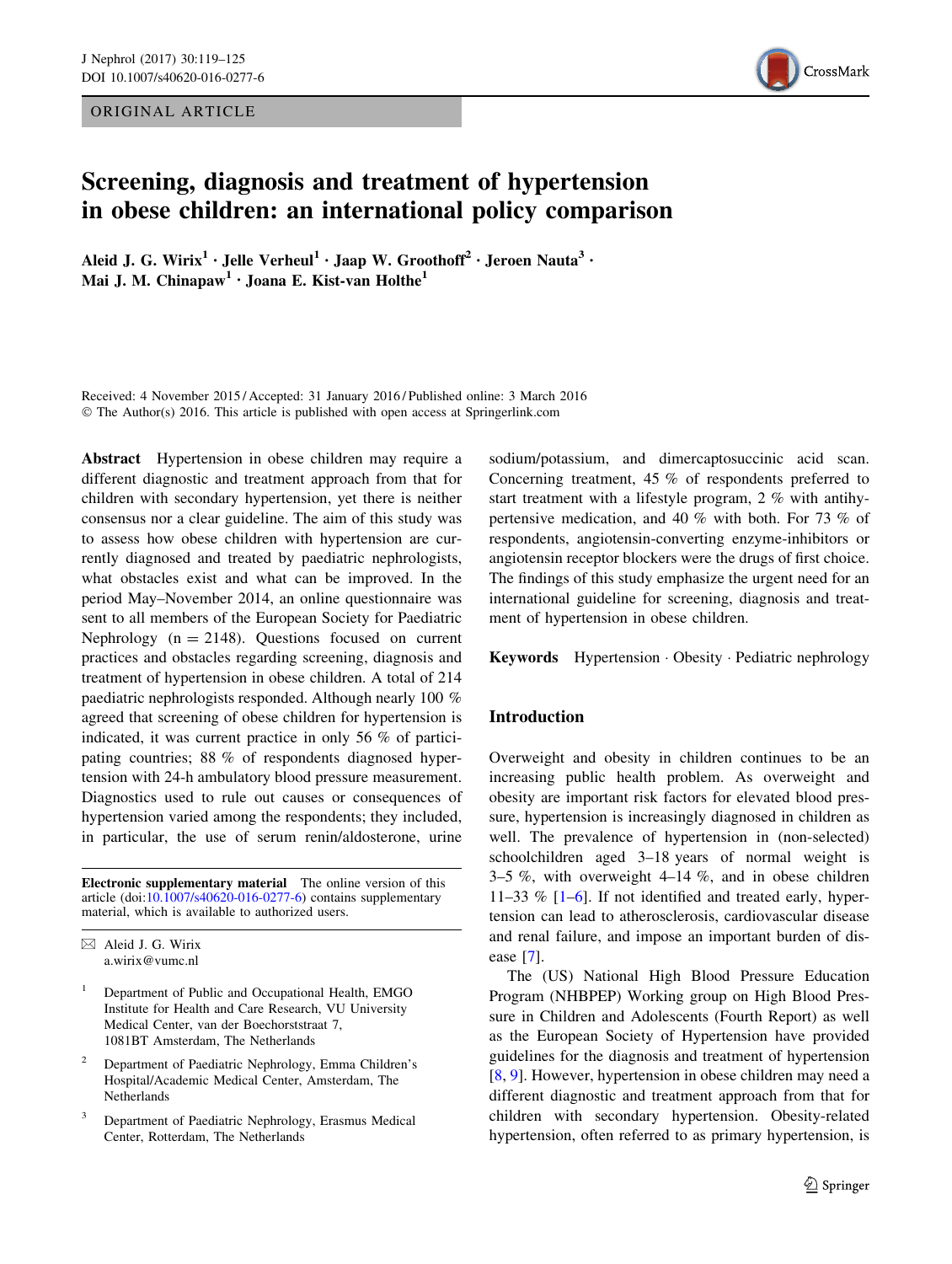ORIGINAL ARTICLE

# Screening, diagnosis and treatment of hypertension in obese children: an international policy comparison

**Aleid J. G. Wirix[1] · Jelle Verheul[1] · Jaap W. Groothoff[2] · Jeroen Nauta[3] · Mai J. M. Chinapaw[1] · Joana E. Kist-van Holthe[1]**

Received: 4 November 2015 / Accepted: 31 January 2016 / Published online: 3 March 2016
© The Author(s) 2016. This article is published with open access at Springerlink.com

**Abstract** Hypertension in obese children may require a different diagnostic and treatment approach from that for children with secondary hypertension, yet there is neither consensus nor a clear guideline. The aim of this study was to assess how obese children with hypertension are currently diagnosed and treated by paediatric nephrologists, what obstacles exist and what can be improved. In the period May–November 2014, an online questionnaire was sent to all members of the European Society for Paediatric Nephrology (n = 2148). Questions focused on current practices and obstacles regarding screening, diagnosis and treatment of hypertension in obese children. A total of 214 paediatric nephrologists responded. Although nearly 100 % agreed that screening of obese children for hypertension is indicated, it was current practice in only 56 % of participating countries; 88 % of respondents diagnosed hypertension with 24-h ambulatory blood pressure measurement. Diagnostics used to rule out causes or consequences of hypertension varied among the respondents; they included, in particular, the use of serum renin/aldosterone, urine sodium/potassium, and dimercaptosuccinic acid scan. Concerning treatment, 45 % of respondents preferred to start treatment with a lifestyle program, 2 % with antihypertensive medication, and 40 % with both. For 73 % of respondents, angiotensin-converting enzyme-inhibitors or angiotensin receptor blockers were the drugs of first choice. The findings of this study emphasize the urgent need for an international guideline for screening, diagnosis and treatment of hypertension in obese children.

**Keywords** Hypertension · Obesity · Pediatric nephrology

**Electronic supplementary material** The online version of this article (doi:10.1007/s40620-016-0277-6) contains supplementary material, which is available to authorized users.

✉ Aleid J. G. Wirix
a.wirix@vumc.nl

[1] Department of Public and Occupational Health, EMGO Institute for Health and Care Research, VU University Medical Center, van der Boechorststraat 7, 1081BT Amsterdam, The Netherlands

[2] Department of Paediatric Nephrology, Emma Children's Hospital/Academic Medical Center, Amsterdam, The Netherlands

[3] Department of Paediatric Nephrology, Erasmus Medical Center, Rotterdam, The Netherlands

## Introduction

Overweight and obesity in children continues to be an increasing public health problem. As overweight and obesity are important risk factors for elevated blood pressure, hypertension is increasingly diagnosed in children as well. The prevalence of hypertension in (non-selected) schoolchildren aged 3–18 years of normal weight is 3–5 %, with overweight 4–14 %, and in obese children 11–33 % [1–6]. If not identified and treated early, hypertension can lead to atherosclerosis, cardiovascular disease and renal failure, and impose an important burden of disease [7].

The (US) National High Blood Pressure Education Program (NHBPEP) Working group on High Blood Pressure in Children and Adolescents (Fourth Report) as well as the European Society of Hypertension have provided guidelines for the diagnosis and treatment of hypertension [8, 9]. However, hypertension in obese children may need a different diagnostic and treatment approach from that for children with secondary hypertension. Obesity-related hypertension, often referred to as primary hypertension, is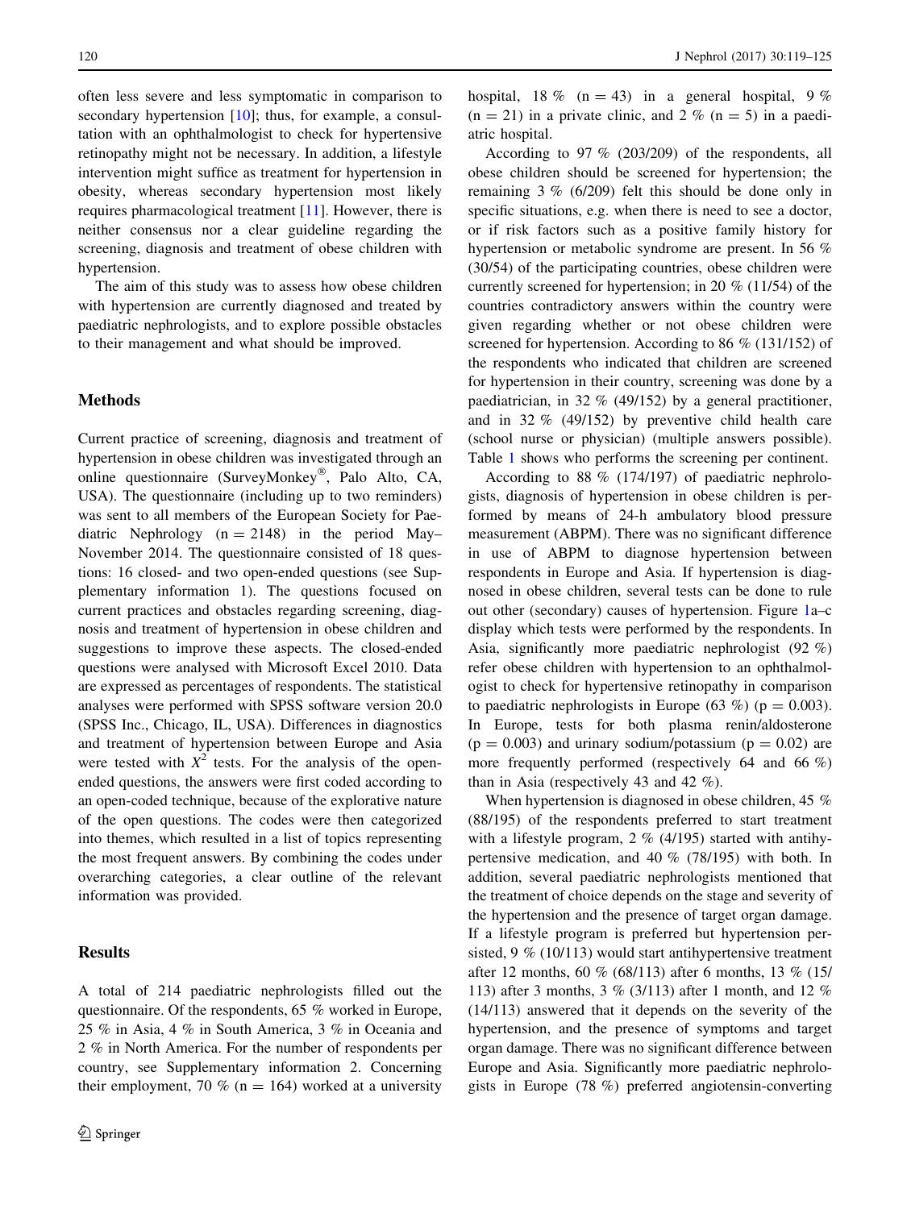often less severe and less symptomatic in comparison to secondary hypertension [10]; thus, for example, a consultation with an ophthalmologist to check for hypertensive retinopathy might not be necessary. In addition, a lifestyle intervention might suffice as treatment for hypertension in obesity, whereas secondary hypertension most likely requires pharmacological treatment [11]. However, there is neither consensus nor a clear guideline regarding the screening, diagnosis and treatment of obese children with hypertension.

The aim of this study was to assess how obese children with hypertension are currently diagnosed and treated by paediatric nephrologists, and to explore possible obstacles to their management and what should be improved.

## Methods

Current practice of screening, diagnosis and treatment of hypertension in obese children was investigated through an online questionnaire (SurveyMonkey®, Palo Alto, CA, USA). The questionnaire (including up to two reminders) was sent to all members of the European Society for Paediatric Nephrology (n = 2148) in the period May–November 2014. The questionnaire consisted of 18 questions: 16 closed- and two open-ended questions (see Supplementary information 1). The questions focused on current practices and obstacles regarding screening, diagnosis and treatment of hypertension in obese children and suggestions to improve these aspects. The closed-ended questions were analysed with Microsoft Excel 2010. Data are expressed as percentages of respondents. The statistical analyses were performed with SPSS software version 20.0 (SPSS Inc., Chicago, IL, USA). Differences in diagnostics and treatment of hypertension between Europe and Asia were tested with $X^2$ tests. For the analysis of the open-ended questions, the answers were first coded according to an open-coded technique, because of the explorative nature of the open questions. The codes were then categorized into themes, which resulted in a list of topics representing the most frequent answers. By combining the codes under overarching categories, a clear outline of the relevant information was provided.

## Results

A total of 214 paediatric nephrologists filled out the questionnaire. Of the respondents, 65 % worked in Europe, 25 % in Asia, 4 % in South America, 3 % in Oceania and 2 % in North America. For the number of respondents per country, see Supplementary information 2. Concerning their employment, 70 % (n = 164) worked at a university hospital, 18 % (n = 43) in a general hospital, 9 % (n = 21) in a private clinic, and 2 % (n = 5) in a paediatric hospital.

According to 97 % (203/209) of the respondents, all obese children should be screened for hypertension; the remaining 3 % (6/209) felt this should be done only in specific situations, e.g. when there is need to see a doctor, or if risk factors such as a positive family history for hypertension or metabolic syndrome are present. In 56 % (30/54) of the participating countries, obese children were currently screened for hypertension; in 20 % (11/54) of the countries contradictory answers within the country were given regarding whether or not obese children were screened for hypertension. According to 86 % (131/152) of the respondents who indicated that children are screened for hypertension in their country, screening was done by a paediatrician, in 32 % (49/152) by a general practitioner, and in 32 % (49/152) by preventive child health care (school nurse or physician) (multiple answers possible). Table 1 shows who performs the screening per continent.

According to 88 % (174/197) of paediatric nephrologists, diagnosis of hypertension in obese children is performed by means of 24-h ambulatory blood pressure measurement (ABPM). There was no significant difference in use of ABPM to diagnose hypertension between respondents in Europe and Asia. If hypertension is diagnosed in obese children, several tests can be done to rule out other (secondary) causes of hypertension. Figure 1a–c display which tests were performed by the respondents. In Asia, significantly more paediatric nephrologist (92 %) refer obese children with hypertension to an ophthalmologist to check for hypertensive retinopathy in comparison to paediatric nephrologists in Europe (63 %) ($p = 0.003$). In Europe, tests for both plasma renin/aldosterone ($p = 0.003$) and urinary sodium/potassium ($p = 0.02$) are more frequently performed (respectively 64 and 66 %) than in Asia (respectively 43 and 42 %).

When hypertension is diagnosed in obese children, 45 % (88/195) of the respondents preferred to start treatment with a lifestyle program, 2 % (4/195) started with antihypertensive medication, and 40 % (78/195) with both. In addition, several paediatric nephrologists mentioned that the treatment of choice depends on the stage and severity of the hypertension and the presence of target organ damage. If a lifestyle program is preferred but hypertension persisted, 9 % (10/113) would start antihypertensive treatment after 12 months, 60 % (68/113) after 6 months, 13 % (15/113) after 3 months, 3 % (3/113) after 1 month, and 12 % (14/113) answered that it depends on the severity of the hypertension, and the presence of symptoms and target organ damage. There was no significant difference between Europe and Asia. Significantly more paediatric nephrologists in Europe (78 %) preferred angiotensin-converting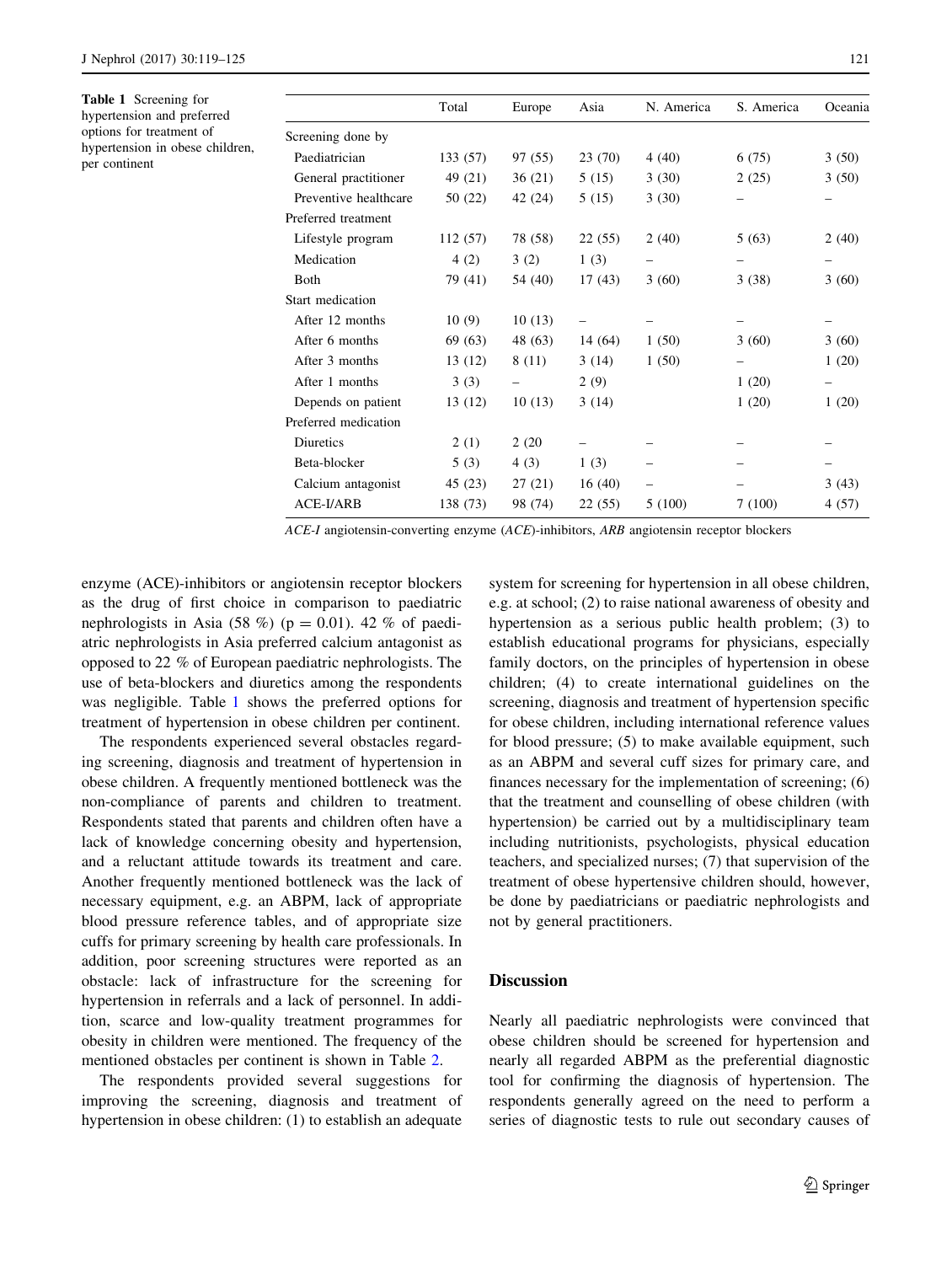**Table 1** Screening for hypertension and preferred options for treatment of hypertension in obese children, per continent

| | Total | Europe | Asia | N. America | S. America | Oceania |
|---|---|---|---|---|---|---|
| Screening done by | | | | | | |
| Paediatrician | 133 (57) | 97 (55) | 23 (70) | 4 (40) | 6 (75) | 3 (50) |
| General practitioner | 49 (21) | 36 (21) | 5 (15) | 3 (30) | 2 (25) | 3 (50) |
| Preventive healthcare | 50 (22) | 42 (24) | 5 (15) | 3 (30) | – | – |
| Preferred treatment | | | | | | |
| Lifestyle program | 112 (57) | 78 (58) | 22 (55) | 2 (40) | 5 (63) | 2 (40) |
| Medication | 4 (2) | 3 (2) | 1 (3) | – | – | – |
| Both | 79 (41) | 54 (40) | 17 (43) | 3 (60) | 3 (38) | 3 (60) |
| Start medication | | | | | | |
| After 12 months | 10 (9) | 10 (13) | – | – | – | – |
| After 6 months | 69 (63) | 48 (63) | 14 (64) | 1 (50) | 3 (60) | 3 (60) |
| After 3 months | 13 (12) | 8 (11) | 3 (14) | 1 (50) | – | 1 (20) |
| After 1 months | 3 (3) | – | 2 (9) | | 1 (20) | – |
| Depends on patient | 13 (12) | 10 (13) | 3 (14) | | 1 (20) | 1 (20) |
| Preferred medication | | | | | | |
| Diuretics | 2 (1) | 2 (20 | – | – | – | – |
| Beta-blocker | 5 (3) | 4 (3) | 1 (3) | – | – | – |
| Calcium antagonist | 45 (23) | 27 (21) | 16 (40) | – | – | 3 (43) |
| ACE-I/ARB | 138 (73) | 98 (74) | 22 (55) | 5 (100) | 7 (100) | 4 (57) |

*ACE-I* angiotensin-converting enzyme (*ACE*)-inhibitors, *ARB* angiotensin receptor blockers

enzyme (ACE)-inhibitors or angiotensin receptor blockers as the drug of first choice in comparison to paediatric nephrologists in Asia (58 %) ($p = 0.01$). 42 % of paediatric nephrologists in Asia preferred calcium antagonist as opposed to 22 % of European paediatric nephrologists. The use of beta-blockers and diuretics among the respondents was negligible. Table 1 shows the preferred options for treatment of hypertension in obese children per continent.

The respondents experienced several obstacles regarding screening, diagnosis and treatment of hypertension in obese children. A frequently mentioned bottleneck was the non-compliance of parents and children to treatment. Respondents stated that parents and children often have a lack of knowledge concerning obesity and hypertension, and a reluctant attitude towards its treatment and care. Another frequently mentioned bottleneck was the lack of necessary equipment, e.g. an ABPM, lack of appropriate blood pressure reference tables, and of appropriate size cuffs for primary screening by health care professionals. In addition, poor screening structures were reported as an obstacle: lack of infrastructure for the screening for hypertension in referrals and a lack of personnel. In addition, scarce and low-quality treatment programmes for obesity in children were mentioned. The frequency of the mentioned obstacles per continent is shown in Table 2.

The respondents provided several suggestions for improving the screening, diagnosis and treatment of hypertension in obese children: (1) to establish an adequate system for screening for hypertension in all obese children, e.g. at school; (2) to raise national awareness of obesity and hypertension as a serious public health problem; (3) to establish educational programs for physicians, especially family doctors, on the principles of hypertension in obese children; (4) to create international guidelines on the screening, diagnosis and treatment of hypertension specific for obese children, including international reference values for blood pressure; (5) to make available equipment, such as an ABPM and several cuff sizes for primary care, and finances necessary for the implementation of screening; (6) that the treatment and counselling of obese children (with hypertension) be carried out by a multidisciplinary team including nutritionists, psychologists, physical education teachers, and specialized nurses; (7) that supervision of the treatment of obese hypertensive children should, however, be done by paediatricians or paediatric nephrologists and not by general practitioners.

## Discussion

Nearly all paediatric nephrologists were convinced that obese children should be screened for hypertension and nearly all regarded ABPM as the preferential diagnostic tool for confirming the diagnosis of hypertension. The respondents generally agreed on the need to perform a series of diagnostic tests to rule out secondary causes of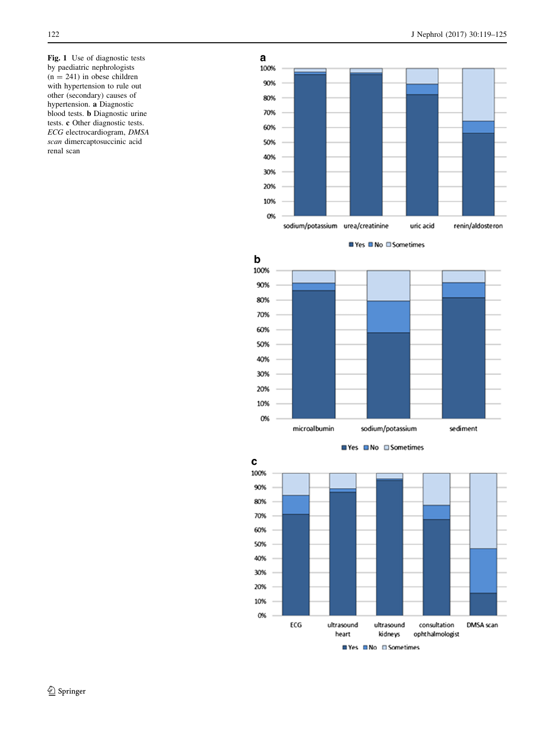**Fig. 1** Use of diagnostic tests by paediatric nephrologists (n = 241) in obese children with hypertension to rule out other (secondary) causes of hypertension. **a** Diagnostic blood tests. **b** Diagnostic urine tests. **c** Other diagnostic tests. *ECG* electrocardiogram, *DMSA scan* dimercaptosuccinic acid renal scan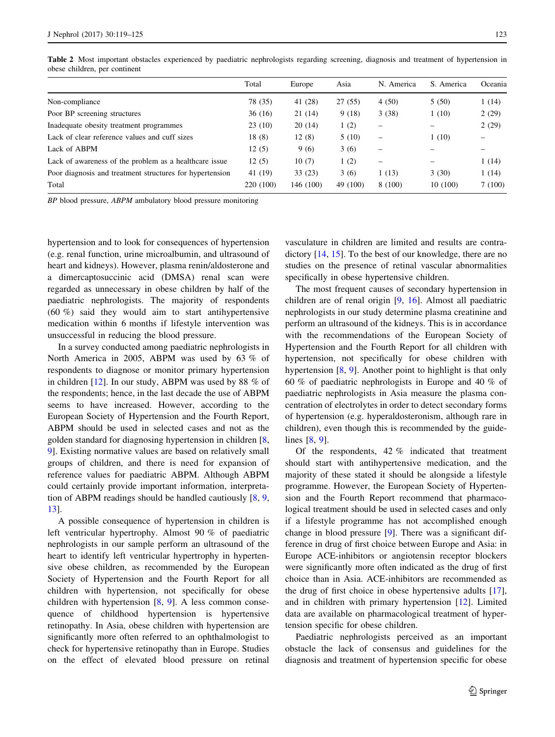**Table 2** Most important obstacles experienced by paediatric nephrologists regarding screening, diagnosis and treatment of hypertension in obese children, per continent

| | Total | Europe | Asia | N. America | S. America | Oceania |
|---|---|---|---|---|---|---|
| Non-compliance | 78 (35) | 41 (28) | 27 (55) | 4 (50) | 5 (50) | 1 (14) |
| Poor BP screening structures | 36 (16) | 21 (14) | 9 (18) | 3 (38) | 1 (10) | 2 (29) |
| Inadequate obesity treatment programmes | 23 (10) | 20 (14) | 1 (2) | – | – | 2 (29) |
| Lack of clear reference values and cuff sizes | 18 (8) | 12 (8) | 5 (10) | – | 1 (10) | – |
| Lack of ABPM | 12 (5) | 9 (6) | 3 (6) | – | – | – |
| Lack of awareness of the problem as a healthcare issue | 12 (5) | 10 (7) | 1 (2) | – | – | 1 (14) |
| Poor diagnosis and treatment structures for hypertension | 41 (19) | 33 (23) | 3 (6) | 1 (13) | 3 (30) | 1 (14) |
| Total | 220 (100) | 146 (100) | 49 (100) | 8 (100) | 10 (100) | 7 (100) |

*BP* blood pressure, *ABPM* ambulatory blood pressure monitoring

hypertension and to look for consequences of hypertension (e.g. renal function, urine microalbumin, and ultrasound of heart and kidneys). However, plasma renin/aldosterone and a dimercaptosuccinic acid (DMSA) renal scan were regarded as unnecessary in obese children by half of the paediatric nephrologists. The majority of respondents (60 %) said they would aim to start antihypertensive medication within 6 months if lifestyle intervention was unsuccessful in reducing the blood pressure.

In a survey conducted among paediatric nephrologists in North America in 2005, ABPM was used by 63 % of respondents to diagnose or monitor primary hypertension in children [12]. In our study, ABPM was used by 88 % of the respondents; hence, in the last decade the use of ABPM seems to have increased. However, according to the European Society of Hypertension and the Fourth Report, ABPM should be used in selected cases and not as the golden standard for diagnosing hypertension in children [8, 9]. Existing normative values are based on relatively small groups of children, and there is need for expansion of reference values for paediatric ABPM. Although ABPM could certainly provide important information, interpretation of ABPM readings should be handled cautiously [8, 9, 13].

A possible consequence of hypertension in children is left ventricular hypertrophy. Almost 90 % of paediatric nephrologists in our sample perform an ultrasound of the heart to identify left ventricular hypertrophy in hypertensive obese children, as recommended by the European Society of Hypertension and the Fourth Report for all children with hypertension, not specifically for obese children with hypertension [8, 9]. A less common consequence of childhood hypertension is hypertensive retinopathy. In Asia, obese children with hypertension are significantly more often referred to an ophthalmologist to check for hypertensive retinopathy than in Europe. Studies on the effect of elevated blood pressure on retinal vasculature in children are limited and results are contradictory [14, 15]. To the best of our knowledge, there are no studies on the presence of retinal vascular abnormalities specifically in obese hypertensive children.

The most frequent causes of secondary hypertension in children are of renal origin [9, 16]. Almost all paediatric nephrologists in our study determine plasma creatinine and perform an ultrasound of the kidneys. This is in accordance with the recommendations of the European Society of Hypertension and the Fourth Report for all children with hypertension, not specifically for obese children with hypertension [8, 9]. Another point to highlight is that only 60 % of paediatric nephrologists in Europe and 40 % of paediatric nephrologists in Asia measure the plasma concentration of electrolytes in order to detect secondary forms of hypertension (e.g. hyperaldosteronism, although rare in children), even though this is recommended by the guidelines [8, 9].

Of the respondents, 42 % indicated that treatment should start with antihypertensive medication, and the majority of these stated it should be alongside a lifestyle programme. However, the European Society of Hypertension and the Fourth Report recommend that pharmacological treatment should be used in selected cases and only if a lifestyle programme has not accomplished enough change in blood pressure [9]. There was a significant difference in drug of first choice between Europe and Asia: in Europe ACE-inhibitors or angiotensin receptor blockers were significantly more often indicated as the drug of first choice than in Asia. ACE-inhibitors are recommended as the drug of first choice in obese hypertensive adults [17], and in children with primary hypertension [12]. Limited data are available on pharmacological treatment of hypertension specific for obese children.

Paediatric nephrologists perceived as an important obstacle the lack of consensus and guidelines for the diagnosis and treatment of hypertension specific for obese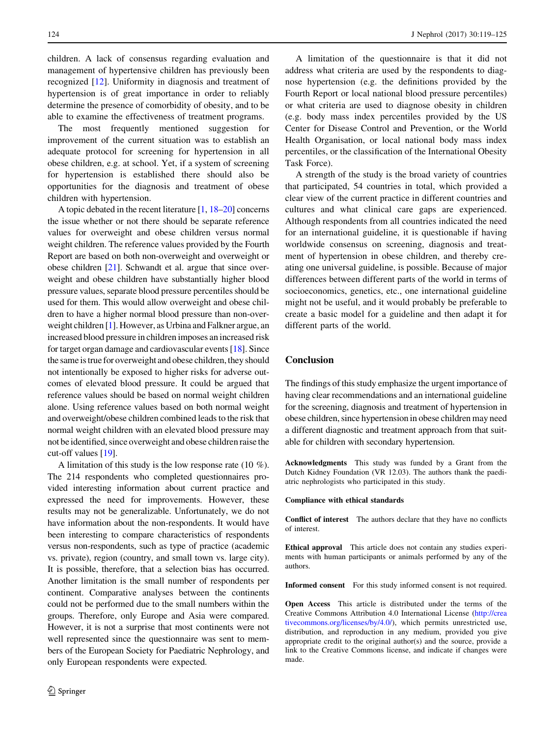children. A lack of consensus regarding evaluation and management of hypertensive children has previously been recognized [12]. Uniformity in diagnosis and treatment of hypertension is of great importance in order to reliably determine the presence of comorbidity of obesity, and to be able to examine the effectiveness of treatment programs.

The most frequently mentioned suggestion for improvement of the current situation was to establish an adequate protocol for screening for hypertension in all obese children, e.g. at school. Yet, if a system of screening for hypertension is established there should also be opportunities for the diagnosis and treatment of obese children with hypertension.

A topic debated in the recent literature [1, 18–20] concerns the issue whether or not there should be separate reference values for overweight and obese children versus normal weight children. The reference values provided by the Fourth Report are based on both non-overweight and overweight or obese children [21]. Schwandt et al. argue that since overweight and obese children have substantially higher blood pressure values, separate blood pressure percentiles should be used for them. This would allow overweight and obese children to have a higher normal blood pressure than non-overweight children [1]. However, as Urbina and Falkner argue, an increased blood pressure in children imposes an increased risk for target organ damage and cardiovascular events [18]. Since the same is true for overweight and obese children, they should not intentionally be exposed to higher risks for adverse outcomes of elevated blood pressure. It could be argued that reference values should be based on normal weight children alone. Using reference values based on both normal weight and overweight/obese children combined leads to the risk that normal weight children with an elevated blood pressure may not be identified, since overweight and obese children raise the cut-off values [19].

A limitation of this study is the low response rate (10 %). The 214 respondents who completed questionnaires provided interesting information about current practice and expressed the need for improvements. However, these results may not be generalizable. Unfortunately, we do not have information about the non-respondents. It would have been interesting to compare characteristics of respondents versus non-respondents, such as type of practice (academic vs. private), region (country, and small town vs. large city). It is possible, therefore, that a selection bias has occurred. Another limitation is the small number of respondents per continent. Comparative analyses between the continents could not be performed due to the small numbers within the groups. Therefore, only Europe and Asia were compared. However, it is not a surprise that most continents were not well represented since the questionnaire was sent to members of the European Society for Paediatric Nephrology, and only European respondents were expected.

A limitation of the questionnaire is that it did not address what criteria are used by the respondents to diagnose hypertension (e.g. the definitions provided by the Fourth Report or local national blood pressure percentiles) or what criteria are used to diagnose obesity in children (e.g. body mass index percentiles provided by the US Center for Disease Control and Prevention, or the World Health Organisation, or local national body mass index percentiles, or the classification of the International Obesity Task Force).

A strength of the study is the broad variety of countries that participated, 54 countries in total, which provided a clear view of the current practice in different countries and cultures and what clinical care gaps are experienced. Although respondents from all countries indicated the need for an international guideline, it is questionable if having worldwide consensus on screening, diagnosis and treatment of hypertension in obese children, and thereby creating one universal guideline, is possible. Because of major differences between different parts of the world in terms of socioeconomics, genetics, etc., one international guideline might not be useful, and it would probably be preferable to create a basic model for a guideline and then adapt it for different parts of the world.

## Conclusion

The findings of this study emphasize the urgent importance of having clear recommendations and an international guideline for the screening, diagnosis and treatment of hypertension in obese children, since hypertension in obese children may need a different diagnostic and treatment approach from that suitable for children with secondary hypertension.

**Acknowledgments** This study was funded by a Grant from the Dutch Kidney Foundation (VR 12.03). The authors thank the paediatric nephrologists who participated in this study.

**Compliance with ethical standards**

**Conflict of interest** The authors declare that they have no conflicts of interest.

**Ethical approval** This article does not contain any studies experiments with human participants or animals performed by any of the authors.

**Informed consent** For this study informed consent is not required.

**Open Access** This article is distributed under the terms of the Creative Commons Attribution 4.0 International License (http://creativecommons.org/licenses/by/4.0/), which permits unrestricted use, distribution, and reproduction in any medium, provided you give appropriate credit to the original author(s) and the source, provide a link to the Creative Commons license, and indicate if changes were made.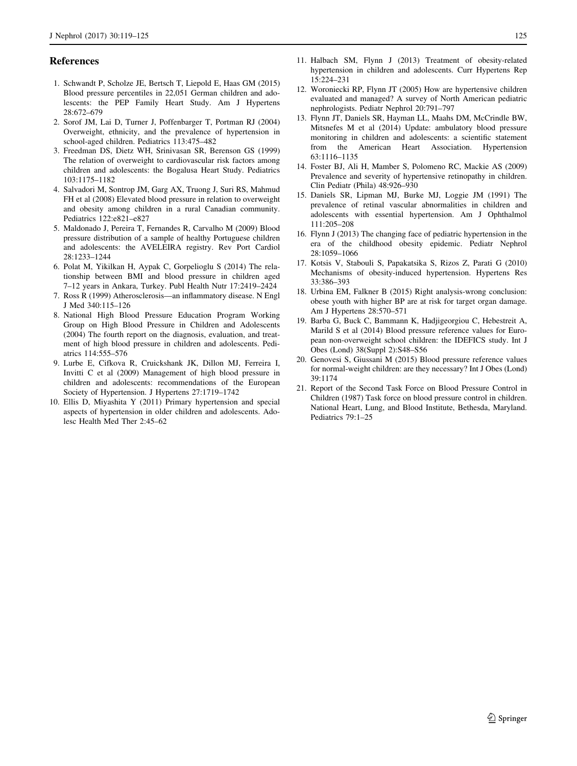## References

1. Schwandt P, Scholze JE, Bertsch T, Liepold E, Haas GM (2015) Blood pressure percentiles in 22,051 German children and adolescents: the PEP Family Heart Study. Am J Hypertens 28:672–679
2. Sorof JM, Lai D, Turner J, Poffenbarger T, Portman RJ (2004) Overweight, ethnicity, and the prevalence of hypertension in school-aged children. Pediatrics 113:475–482
3. Freedman DS, Dietz WH, Srinivasan SR, Berenson GS (1999) The relation of overweight to cardiovascular risk factors among children and adolescents: the Bogalusa Heart Study. Pediatrics 103:1175–1182
4. Salvadori M, Sontrop JM, Garg AX, Truong J, Suri RS, Mahmud FH et al (2008) Elevated blood pressure in relation to overweight and obesity among children in a rural Canadian community. Pediatrics 122:e821–e827
5. Maldonado J, Pereira T, Fernandes R, Carvalho M (2009) Blood pressure distribution of a sample of healthy Portuguese children and adolescents: the AVELEIRA registry. Rev Port Cardiol 28:1233–1244
6. Polat M, Yikilkan H, Aypak C, Gorpelioglu S (2014) The relationship between BMI and blood pressure in children aged 7–12 years in Ankara, Turkey. Publ Health Nutr 17:2419–2424
7. Ross R (1999) Atherosclerosis—an inflammatory disease. N Engl J Med 340:115–126
8. National High Blood Pressure Education Program Working Group on High Blood Pressure in Children and Adolescents (2004) The fourth report on the diagnosis, evaluation, and treatment of high blood pressure in children and adolescents. Pediatrics 114:555–576
9. Lurbe E, Cifkova R, Cruickshank JK, Dillon MJ, Ferreira I, Invitti C et al (2009) Management of high blood pressure in children and adolescents: recommendations of the European Society of Hypertension. J Hypertens 27:1719–1742
10. Ellis D, Miyashita Y (2011) Primary hypertension and special aspects of hypertension in older children and adolescents. Adolesc Health Med Ther 2:45–62
11. Halbach SM, Flynn J (2013) Treatment of obesity-related hypertension in children and adolescents. Curr Hypertens Rep 15:224–231
12. Woroniecki RP, Flynn JT (2005) How are hypertensive children evaluated and managed? A survey of North American pediatric nephrologists. Pediatr Nephrol 20:791–797
13. Flynn JT, Daniels SR, Hayman LL, Maahs DM, McCrindle BW, Mitsnefes M et al (2014) Update: ambulatory blood pressure monitoring in children and adolescents: a scientific statement from the American Heart Association. Hypertension 63:1116–1135
14. Foster BJ, Ali H, Mamber S, Polomeno RC, Mackie AS (2009) Prevalence and severity of hypertensive retinopathy in children. Clin Pediatr (Phila) 48:926–930
15. Daniels SR, Lipman MJ, Burke MJ, Loggie JM (1991) The prevalence of retinal vascular abnormalities in children and adolescents with essential hypertension. Am J Ophthalmol 111:205–208
16. Flynn J (2013) The changing face of pediatric hypertension in the era of the childhood obesity epidemic. Pediatr Nephrol 28:1059–1066
17. Kotsis V, Stabouli S, Papakatsika S, Rizos Z, Parati G (2010) Mechanisms of obesity-induced hypertension. Hypertens Res 33:386–393
18. Urbina EM, Falkner B (2015) Right analysis-wrong conclusion: obese youth with higher BP are at risk for target organ damage. Am J Hypertens 28:570–571
19. Barba G, Buck C, Bammann K, Hadjigeorgiou C, Hebestreit A, Marild S et al (2014) Blood pressure reference values for European non-overweight school children: the IDEFICS study. Int J Obes (Lond) 38(Suppl 2):S48–S56
20. Genovesi S, Giussani M (2015) Blood pressure reference values for normal-weight children: are they necessary? Int J Obes (Lond) 39:1174
21. Report of the Second Task Force on Blood Pressure Control in Children (1987) Task force on blood pressure control in children. National Heart, Lung, and Blood Institute, Bethesda, Maryland. Pediatrics 79:1–25